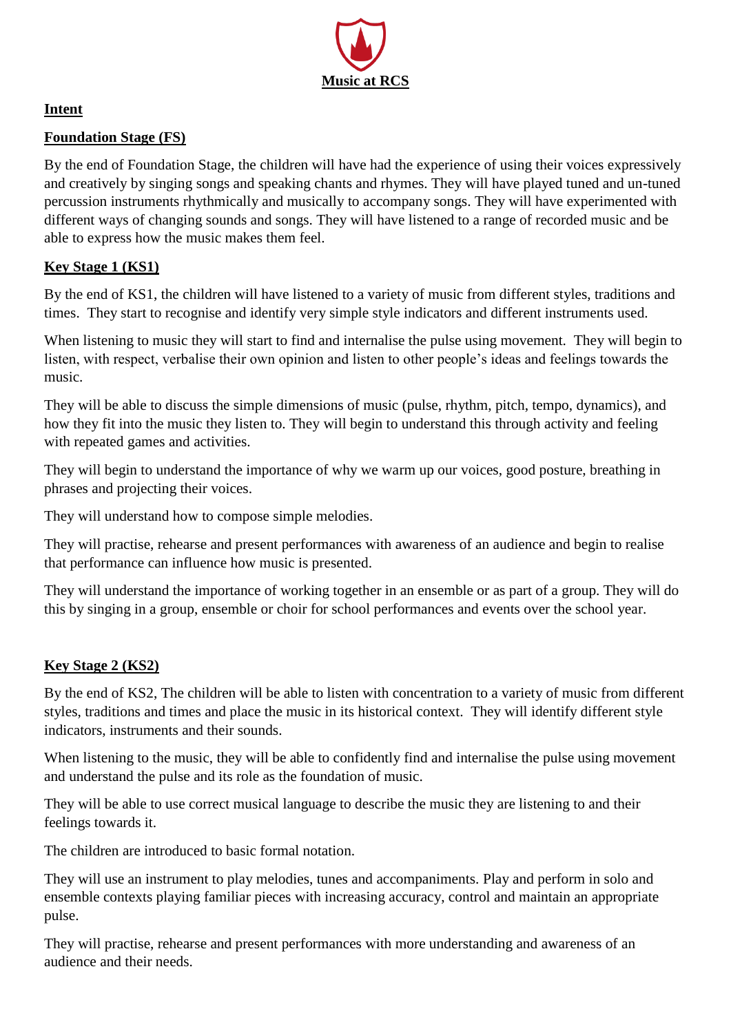# Music at RCS

## Intent

### Foundation Stage (FS)

By the end of Foundation Stage, the children will have had the experience of using their voices expressively and creatively by singing songs and speaking chants and rhymes. They will have played tuned and un-tuned percussion instruments rhythmically and musically to accompany songs. They will have experimented with different ways of changing sounds and songs. They will have listened to a range of recorded music and be able to express how the music makes them feel.

### Key Stage 1 (KS1)

By the end of KS1, the children will have listened to a variety of music from different styles, traditions and times. They start to recognise and identify very simple style indicators and different instruments used.

When listening to music they will start to find and internalise the pulse using movement. They will begin to listen, with respect, verbalise their own opinion and listen to other people's ideas and feelings towards the music.

They will be able to discuss the simple dimensions of music (pulse, rhythm, pitch, tempo, dynamics), and how they fit into the music they listen to. They will begin to understand this through activity and feeling with repeated games and activities.

They will begin to understand the importance of why we warm up our voices, good posture, breathing in phrases and projecting their voices.

They will understand how to compose simple melodies.

They will practise, rehearse and present performances with awareness of an audience and begin to realise that performance can influence how music is presented.

They will understand the importance of working together in an ensemble or as part of a group. They will do this by singing in a group, ensemble or choir for school performances and events over the school year.

### Key Stage 2 (KS2)

By the end of KS2, The children will be able to listen with concentration to a variety of music from different styles, traditions and times and place the music in its historical context. They will identify different style indicators, instruments and their sounds.

When listening to the music, they will be able to confidently find and internalise the pulse using movement and understand the pulse and its role as the foundation of music.

They will be able to use correct musical language to describe the music they are listening to and their feelings towards it.

The children are introduced to basic formal notation.

They will use an instrument to play melodies, tunes and accompaniments. Play and perform in solo and ensemble contexts playing familiar pieces with increasing accuracy, control and maintain an appropriate pulse.

They will practise, rehearse and present performances with more understanding and awareness of an audience and their needs.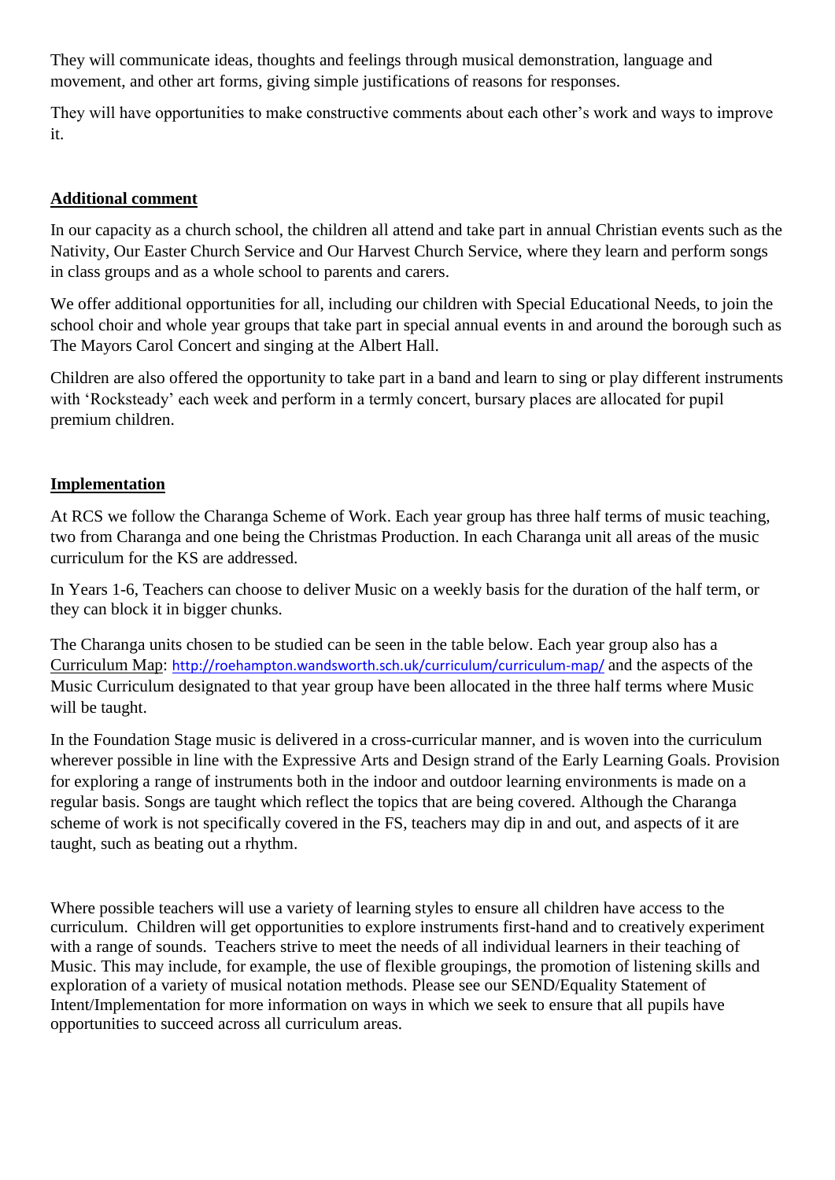They will communicate ideas, thoughts and feelings through musical demonstration, language and movement, and other art forms, giving simple justifications of reasons for responses.

They will have opportunities to make constructive comments about each other's work and ways to improve it.

## Additional comment

In our capacity as a church school, the children all attend and take part in annual Christian events such as the Nativity, Our Easter Church Service and Our Harvest Church Service, where they learn and perform songs in class groups and as a whole school to parents and carers.

We offer additional opportunities for all, including our children with Special Educational Needs, to join the school choir and whole year groups that take part in special annual events in and around the borough such as The Mayors Carol Concert and singing at the Albert Hall.

Children are also offered the opportunity to take part in a band and learn to sing or play different instruments with 'Rocksteady' each week and perform in a termly concert, bursary places are allocated for pupil premium children.

## Implementation

At RCS we follow the Charanga Scheme of Work. Each year group has three half terms of music teaching, two from Charanga and one being the Christmas Production. In each Charanga unit all areas of the music curriculum for the KS are addressed.

In Years 1-6, Teachers can choose to deliver Music on a weekly basis for the duration of the half term, or they can block it in bigger chunks.

The Charanga units chosen to be studied can be seen in the table below. Each year group also has a Curriculum Map: http://roehampton.wandsworth.sch.uk/curriculum/curriculum-map/ and the aspects of the Music Curriculum designated to that year group have been allocated in the three half terms where Music will be taught.

In the Foundation Stage music is delivered in a cross-curricular manner, and is woven into the curriculum wherever possible in line with the Expressive Arts and Design strand of the Early Learning Goals. Provision for exploring a range of instruments both in the indoor and outdoor learning environments is made on a regular basis. Songs are taught which reflect the topics that are being covered. Although the Charanga scheme of work is not specifically covered in the FS, teachers may dip in and out, and aspects of it are taught, such as beating out a rhythm.

Where possible teachers will use a variety of learning styles to ensure all children have access to the curriculum. Children will get opportunities to explore instruments first-hand and to creatively experiment with a range of sounds. Teachers strive to meet the needs of all individual learners in their teaching of Music. This may include, for example, the use of flexible groupings, the promotion of listening skills and exploration of a variety of musical notation methods. Please see our SEND/Equality Statement of Intent/Implementation for more information on ways in which we seek to ensure that all pupils have opportunities to succeed across all curriculum areas.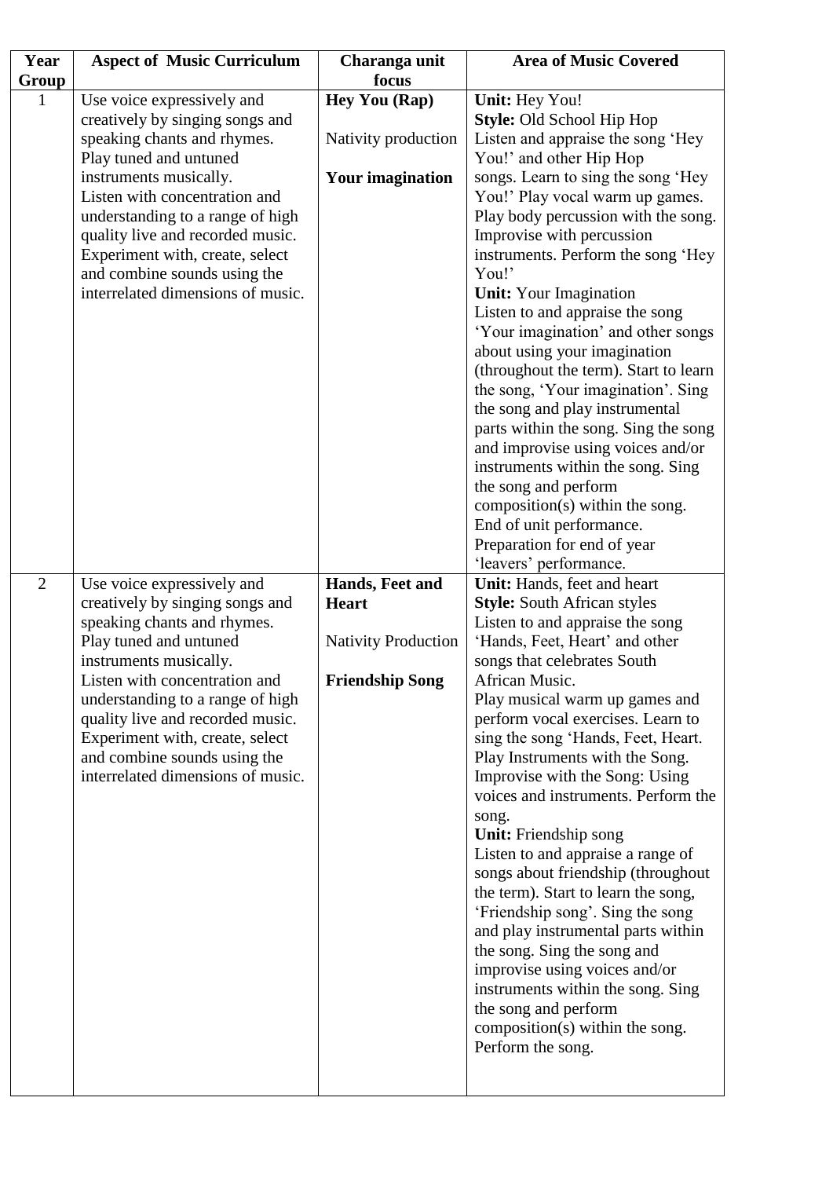| Year Group | Aspect of Music Curriculum | Charanga unit focus | Area of Music Covered |
|---|---|---|---|
| 1 | Use voice expressively and creatively by singing songs and speaking chants and rhymes. Play tuned and untuned instruments musically. Listen with concentration and understanding to a range of high quality live and recorded music. Experiment with, create, select and combine sounds using the interrelated dimensions of music. | **Hey You (Rap)**<br><br>Nativity production<br><br>**Your imagination** | **Unit:** Hey You!<br>**Style:** Old School Hip Hop<br>Listen and appraise the song 'Hey You!' and other Hip Hop songs. Learn to sing the song 'Hey You!' Play vocal warm up games. Play body percussion with the song. Improvise with percussion instruments. Perform the song 'Hey You!'<br>**Unit:** Your Imagination<br>Listen to and appraise the song 'Your imagination' and other songs about using your imagination (throughout the term). Start to learn the song, 'Your imagination'. Sing the song and play instrumental parts within the song. Sing the song and improvise using voices and/or instruments within the song. Sing the song and perform composition(s) within the song. End of unit performance. Preparation for end of year 'leavers' performance. |
| 2 | Use voice expressively and creatively by singing songs and speaking chants and rhymes. Play tuned and untuned instruments musically. Listen with concentration and understanding to a range of high quality live and recorded music. Experiment with, create, select and combine sounds using the interrelated dimensions of music. | **Hands, Feet and Heart**<br><br>Nativity Production<br><br>**Friendship Song** | **Unit:** Hands, feet and heart<br>**Style:** South African styles<br>Listen to and appraise the song 'Hands, Feet, Heart' and other songs that celebrates South African Music.<br>Play musical warm up games and perform vocal exercises. Learn to sing the song 'Hands, Feet, Heart. Play Instruments with the Song. Improvise with the Song: Using voices and instruments. Perform the song.<br>**Unit:** Friendship song<br>Listen to and appraise a range of songs about friendship (throughout the term). Start to learn the song, 'Friendship song'. Sing the song and play instrumental parts within the song. Sing the song and improvise using voices and/or instruments within the song. Sing the song and perform composition(s) within the song. Perform the song. |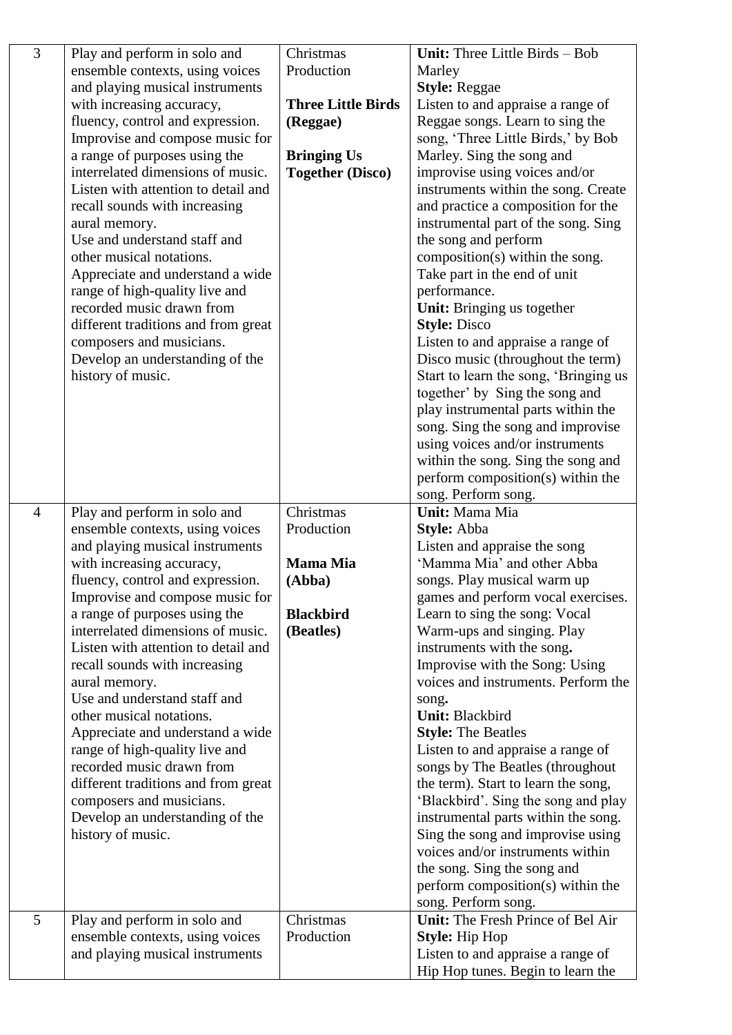| 3 | Play and perform in solo and ensemble contexts, using voices and playing musical instruments with increasing accuracy, fluency, control and expression. Improvise and compose music for a range of purposes using the interrelated dimensions of music. Listen with attention to detail and recall sounds with increasing aural memory. Use and understand staff and other musical notations. Appreciate and understand a wide range of high-quality live and recorded music drawn from different traditions and from great composers and musicians. Develop an understanding of the history of music. | Christmas Production<br><br>**Three Little Birds (Reggae)**<br><br>**Bringing Us Together (Disco)** | **Unit:** Three Little Birds – Bob Marley<br>**Style:** Reggae<br>Listen to and appraise a range of Reggae songs. Learn to sing the song, 'Three Little Birds,' by Bob Marley. Sing the song and improvise using voices and/or instruments within the song. Create and practice a composition for the instrumental part of the song. Sing the song and perform composition(s) within the song. Take part in the end of unit performance.<br>**Unit:** Bringing us together<br>**Style:** Disco<br>Listen to and appraise a range of Disco music (throughout the term) Start to learn the song, 'Bringing us together' by Sing the song and play instrumental parts within the song. Sing the song and improvise using voices and/or instruments within the song. Sing the song and perform composition(s) within the song. Perform song. |
|---|---|---|---|
| 4 | Play and perform in solo and ensemble contexts, using voices and playing musical instruments with increasing accuracy, fluency, control and expression. Improvise and compose music for a range of purposes using the interrelated dimensions of music. Listen with attention to detail and recall sounds with increasing aural memory. Use and understand staff and other musical notations. Appreciate and understand a wide range of high-quality live and recorded music drawn from different traditions and from great composers and musicians. Develop an understanding of the history of music. | Christmas Production<br><br>**Mama Mia (Abba)**<br><br>**Blackbird (Beatles)** | **Unit:** Mama Mia<br>**Style:** Abba<br>Listen and appraise the song 'Mamma Mia' and other Abba songs. Play musical warm up games and perform vocal exercises. Learn to sing the song: Vocal Warm-ups and singing. Play instruments with the song**.** Improvise with the Song: Using voices and instruments. Perform the song**.**<br>**Unit:** Blackbird<br>**Style:** The Beatles<br>Listen to and appraise a range of songs by The Beatles (throughout the term). Start to learn the song, 'Blackbird'. Sing the song and play instrumental parts within the song. Sing the song and improvise using voices and/or instruments within the song. Sing the song and perform composition(s) within the song. Perform song. |
| 5 | Play and perform in solo and ensemble contexts, using voices and playing musical instruments | Christmas Production | **Unit:** The Fresh Prince of Bel Air<br>**Style:** Hip Hop<br>Listen to and appraise a range of Hip Hop tunes. Begin to learn the |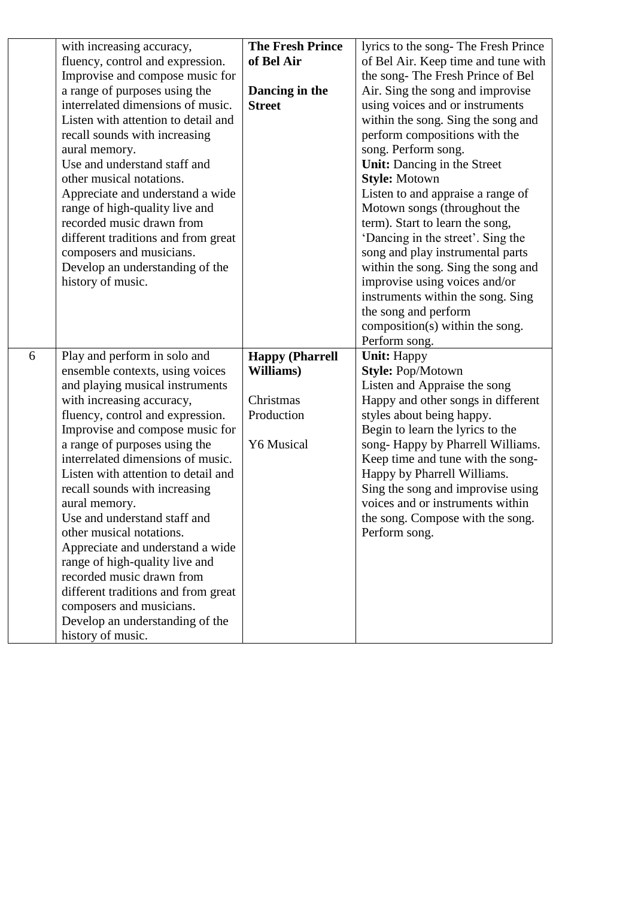| | | | |
|---|---|---|---|
| | with increasing accuracy, fluency, control and expression. Improvise and compose music for a range of purposes using the interrelated dimensions of music. Listen with attention to detail and recall sounds with increasing aural memory. Use and understand staff and other musical notations. Appreciate and understand a wide range of high-quality live and recorded music drawn from different traditions and from great composers and musicians. Develop an understanding of the history of music. | **The Fresh Prince of Bel Air**<br><br>**Dancing in the Street** | lyrics to the song- The Fresh Prince of Bel Air. Keep time and tune with the song- The Fresh Prince of Bel Air. Sing the song and improvise using voices and or instruments within the song. Sing the song and perform compositions with the song. Perform song.<br>**Unit:** Dancing in the Street<br>**Style:** Motown<br>Listen to and appraise a range of Motown songs (throughout the term). Start to learn the song, 'Dancing in the street'. Sing the song and play instrumental parts within the song. Sing the song and improvise using voices and/or instruments within the song. Sing the song and perform composition(s) within the song. Perform song. |
| 6 | Play and perform in solo and ensemble contexts, using voices and playing musical instruments with increasing accuracy, fluency, control and expression. Improvise and compose music for a range of purposes using the interrelated dimensions of music. Listen with attention to detail and recall sounds with increasing aural memory. Use and understand staff and other musical notations. Appreciate and understand a wide range of high-quality live and recorded music drawn from different traditions and from great composers and musicians. Develop an understanding of the history of music. | **Happy (Pharrell Williams)**<br><br>Christmas Production<br><br>Y6 Musical | **Unit:** Happy<br>**Style:** Pop/Motown<br>Listen and Appraise the song Happy and other songs in different styles about being happy. Begin to learn the lyrics to the song- Happy by Pharrell Williams. Keep time and tune with the song- Happy by Pharrell Williams. Sing the song and improvise using voices and or instruments within the song. Compose with the song. Perform song. |